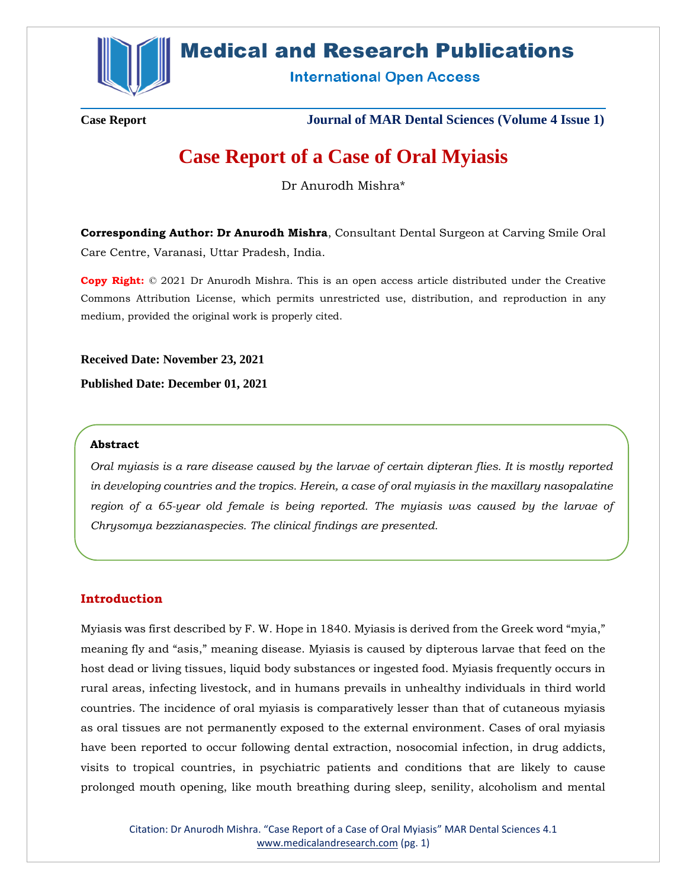**Case Report** | **Journal of MAR Dental Sciences (Volume 4 Issue 1)**

# Case Report of a Case of Oral Myiasis

Dr Anurodh Mishra*

**Corresponding Author: Dr Anurodh Mishra**, Consultant Dental Surgeon at Carving Smile Oral Care Centre, Varanasi, Uttar Pradesh, India.

**Copy Right:** © 2021 Dr Anurodh Mishra. This is an open access article distributed under the Creative Commons Attribution License, which permits unrestricted use, distribution, and reproduction in any medium, provided the original work is properly cited.

**Received Date: November 23, 2021**

**Published Date: December 01, 2021**

### Abstract

*Oral myiasis is a rare disease caused by the larvae of certain dipteran flies. It is mostly reported in developing countries and the tropics. Herein, a case of oral myiasis in the maxillary nasopalatine region of a 65-year old female is being reported. The myiasis was caused by the larvae of Chrysomya bezzianaspecies. The clinical findings are presented.*

## Introduction

Myiasis was first described by F. W. Hope in 1840. Myiasis is derived from the Greek word "myia," meaning fly and "asis," meaning disease. Myiasis is caused by dipterous larvae that feed on the host dead or living tissues, liquid body substances or ingested food. Myiasis frequently occurs in rural areas, infecting livestock, and in humans prevails in unhealthy individuals in third world countries. The incidence of oral myiasis is comparatively lesser than that of cutaneous myiasis as oral tissues are not permanently exposed to the external environment. Cases of oral myiasis have been reported to occur following dental extraction, nosocomial infection, in drug addicts, visits to tropical countries, in psychiatric patients and conditions that are likely to cause prolonged mouth opening, like mouth breathing during sleep, senility, alcoholism and mental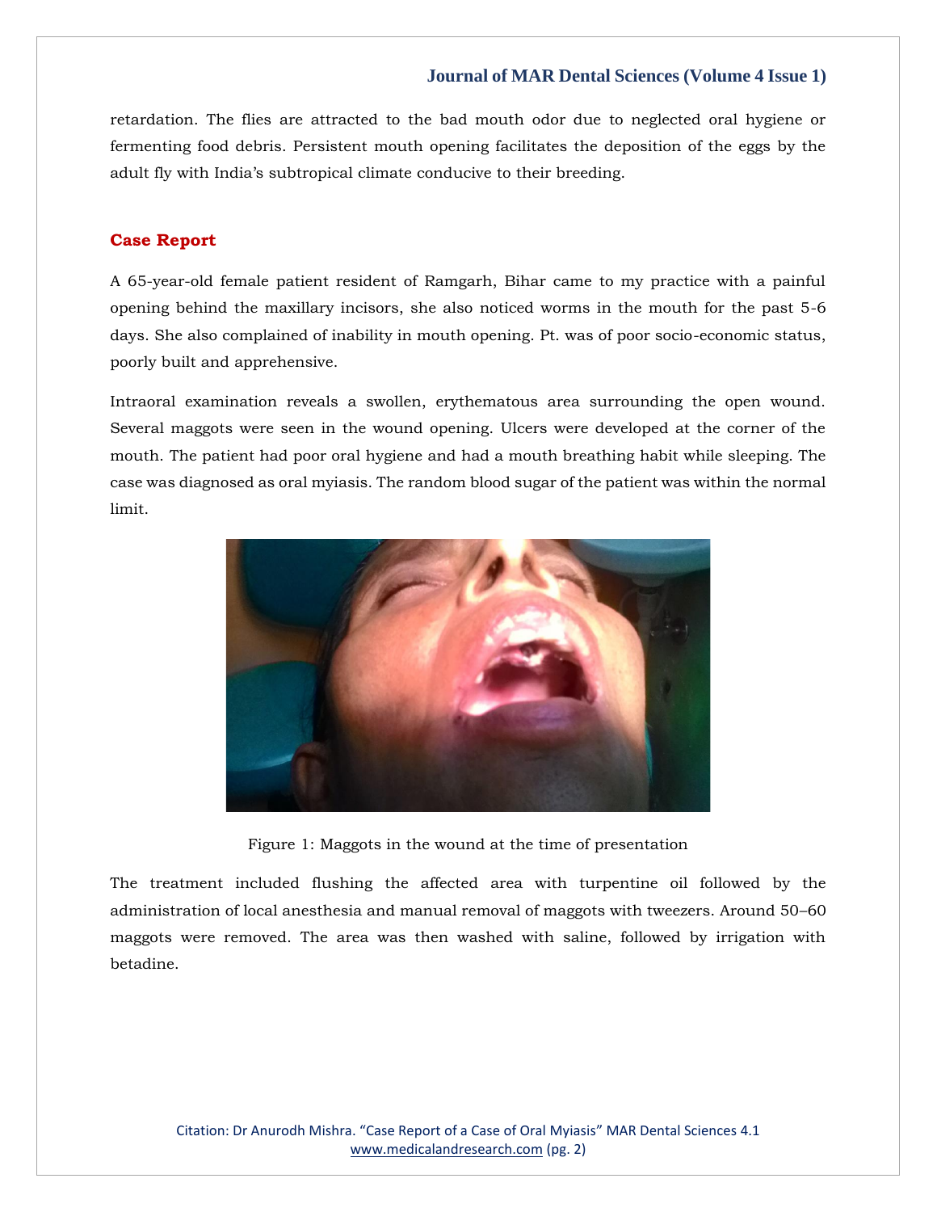retardation. The flies are attracted to the bad mouth odor due to neglected oral hygiene or fermenting food debris. Persistent mouth opening facilitates the deposition of the eggs by the adult fly with India's subtropical climate conducive to their breeding.

## Case Report

A 65-year-old female patient resident of Ramgarh, Bihar came to my practice with a painful opening behind the maxillary incisors, she also noticed worms in the mouth for the past 5-6 days. She also complained of inability in mouth opening. Pt. was of poor socio-economic status, poorly built and apprehensive.

Intraoral examination reveals a swollen, erythematous area surrounding the open wound. Several maggots were seen in the wound opening. Ulcers were developed at the corner of the mouth. The patient had poor oral hygiene and had a mouth breathing habit while sleeping. The case was diagnosed as oral myiasis. The random blood sugar of the patient was within the normal limit.

Figure 1: Maggots in the wound at the time of presentation

The treatment included flushing the affected area with turpentine oil followed by the administration of local anesthesia and manual removal of maggots with tweezers. Around 50–60 maggots were removed. The area was then washed with saline, followed by irrigation with betadine.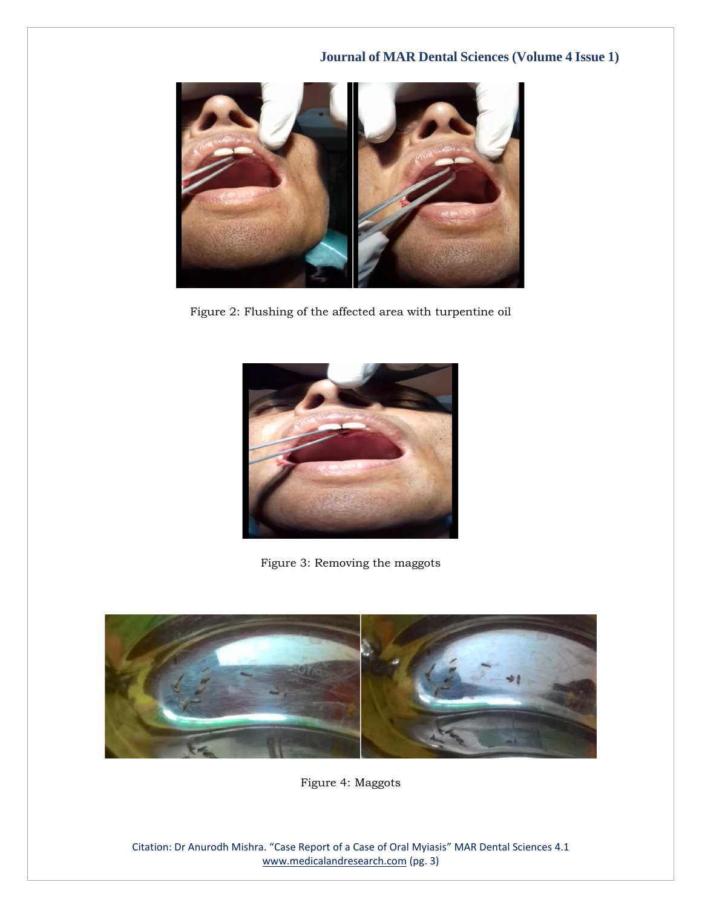Figure 2: Flushing of the affected area with turpentine oil

Figure 3: Removing the maggots

Figure 4: Maggots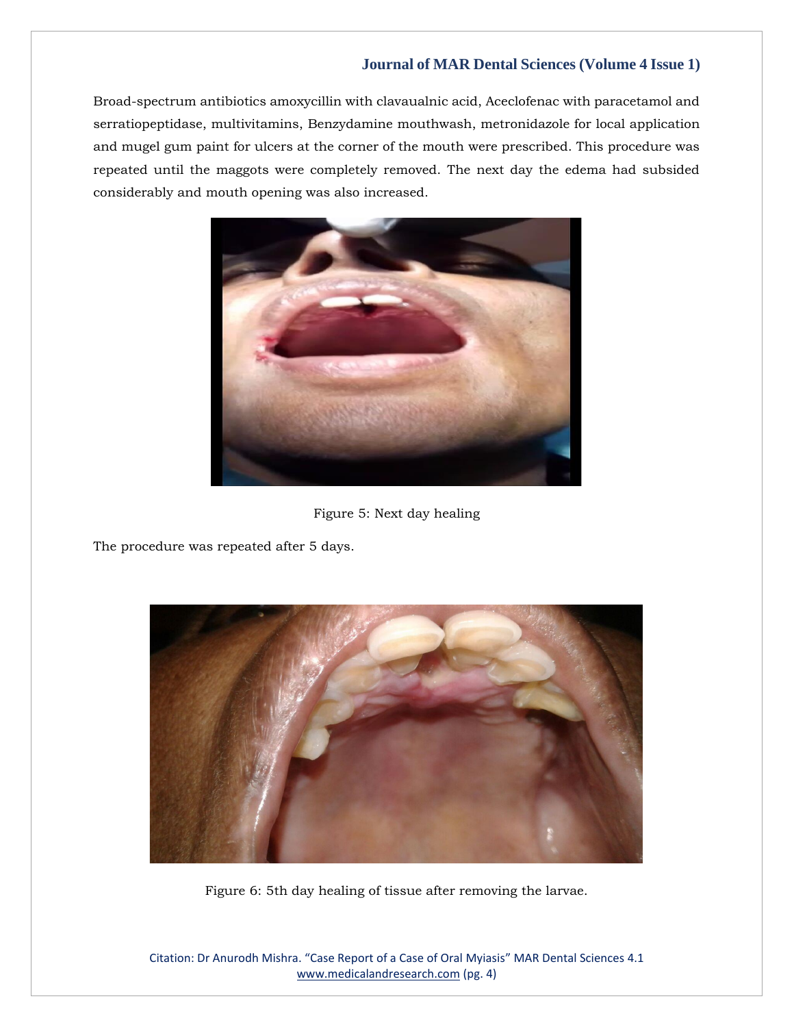Broad-spectrum antibiotics amoxycillin with clavaualnic acid, Aceclofenac with paracetamol and serratiopeptidase, multivitamins, Benzydamine mouthwash, metronidazole for local application and mugel gum paint for ulcers at the corner of the mouth were prescribed. This procedure was repeated until the maggots were completely removed. The next day the edema had subsided considerably and mouth opening was also increased.

Figure 5: Next day healing

The procedure was repeated after 5 days.

Figure 6: 5th day healing of tissue after removing the larvae.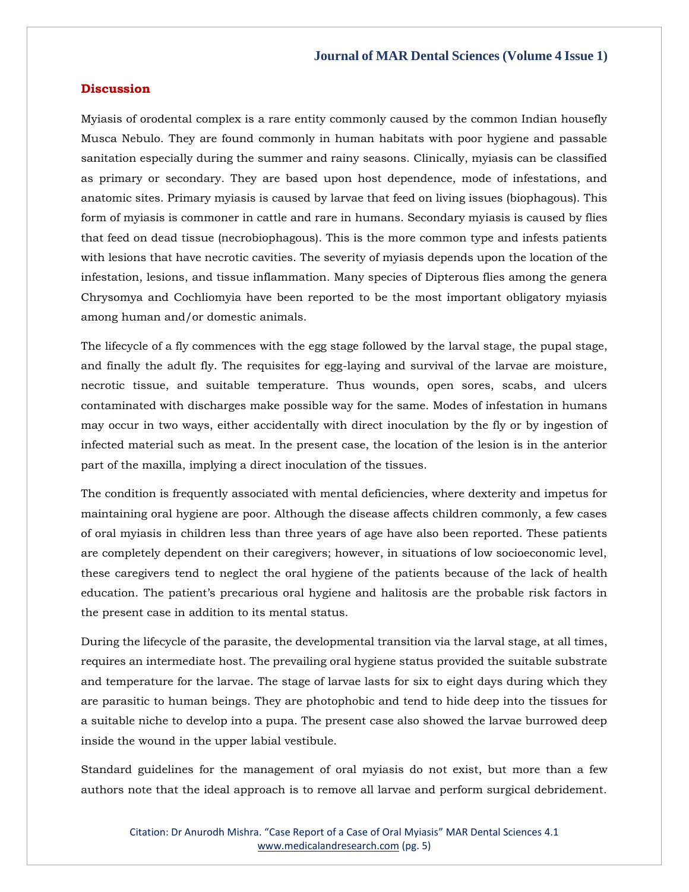## Discussion

Myiasis of orodental complex is a rare entity commonly caused by the common Indian housefly Musca Nebulo. They are found commonly in human habitats with poor hygiene and passable sanitation especially during the summer and rainy seasons. Clinically, myiasis can be classified as primary or secondary. They are based upon host dependence, mode of infestations, and anatomic sites. Primary myiasis is caused by larvae that feed on living issues (biophagous). This form of myiasis is commoner in cattle and rare in humans. Secondary myiasis is caused by flies that feed on dead tissue (necrobiophagous). This is the more common type and infests patients with lesions that have necrotic cavities. The severity of myiasis depends upon the location of the infestation, lesions, and tissue inflammation. Many species of Dipterous flies among the genera Chrysomya and Cochliomyia have been reported to be the most important obligatory myiasis among human and/or domestic animals.

The lifecycle of a fly commences with the egg stage followed by the larval stage, the pupal stage, and finally the adult fly. The requisites for egg-laying and survival of the larvae are moisture, necrotic tissue, and suitable temperature. Thus wounds, open sores, scabs, and ulcers contaminated with discharges make possible way for the same. Modes of infestation in humans may occur in two ways, either accidentally with direct inoculation by the fly or by ingestion of infected material such as meat. In the present case, the location of the lesion is in the anterior part of the maxilla, implying a direct inoculation of the tissues.

The condition is frequently associated with mental deficiencies, where dexterity and impetus for maintaining oral hygiene are poor. Although the disease affects children commonly, a few cases of oral myiasis in children less than three years of age have also been reported. These patients are completely dependent on their caregivers; however, in situations of low socioeconomic level, these caregivers tend to neglect the oral hygiene of the patients because of the lack of health education. The patient's precarious oral hygiene and halitosis are the probable risk factors in the present case in addition to its mental status.

During the lifecycle of the parasite, the developmental transition via the larval stage, at all times, requires an intermediate host. The prevailing oral hygiene status provided the suitable substrate and temperature for the larvae. The stage of larvae lasts for six to eight days during which they are parasitic to human beings. They are photophobic and tend to hide deep into the tissues for a suitable niche to develop into a pupa. The present case also showed the larvae burrowed deep inside the wound in the upper labial vestibule.

Standard guidelines for the management of oral myiasis do not exist, but more than a few authors note that the ideal approach is to remove all larvae and perform surgical debridement.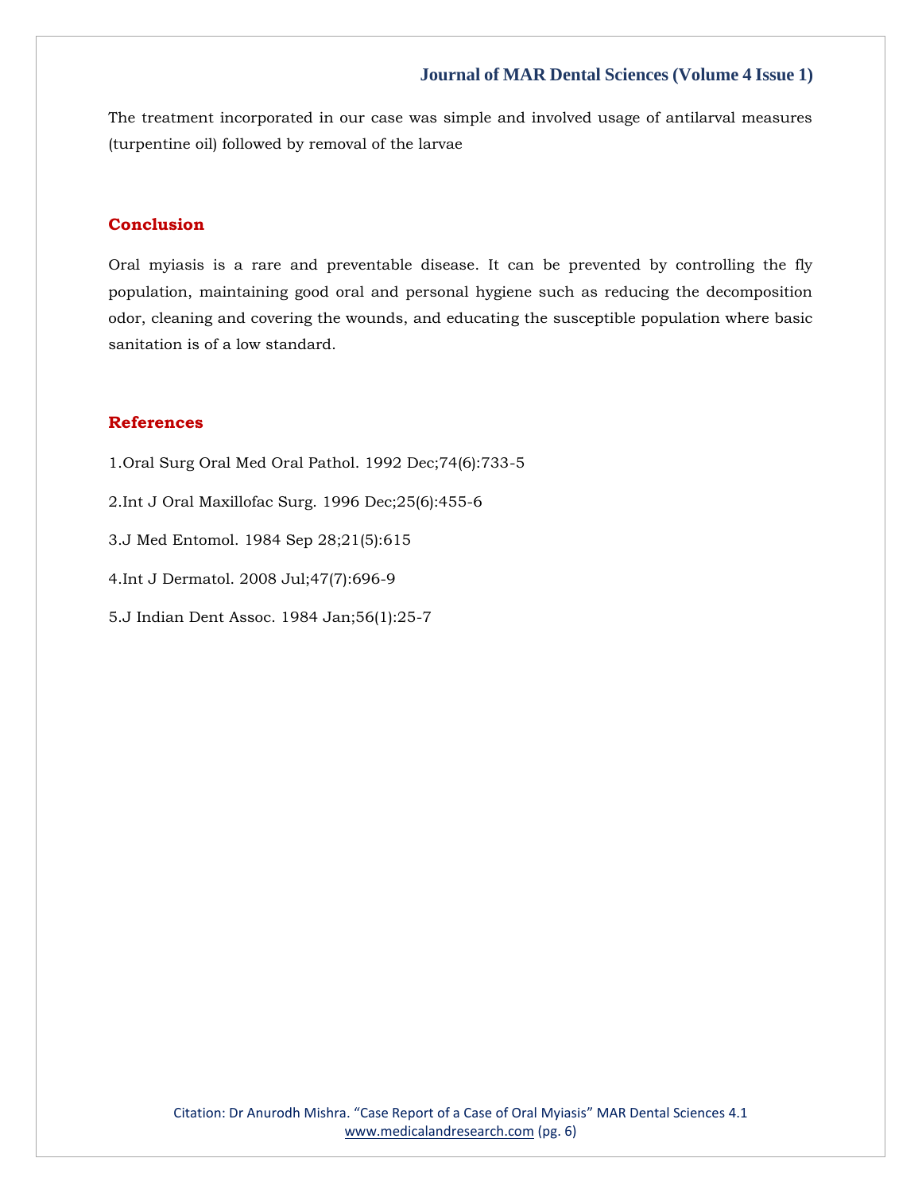The treatment incorporated in our case was simple and involved usage of antilarval measures (turpentine oil) followed by removal of the larvae

## Conclusion

Oral myiasis is a rare and preventable disease. It can be prevented by controlling the fly population, maintaining good oral and personal hygiene such as reducing the decomposition odor, cleaning and covering the wounds, and educating the susceptible population where basic sanitation is of a low standard.

## References

1.Oral Surg Oral Med Oral Pathol. 1992 Dec;74(6):733-5

2.Int J Oral Maxillofac Surg. 1996 Dec;25(6):455-6

3.J Med Entomol. 1984 Sep 28;21(5):615

4.Int J Dermatol. 2008 Jul;47(7):696-9

5.J Indian Dent Assoc. 1984 Jan;56(1):25-7